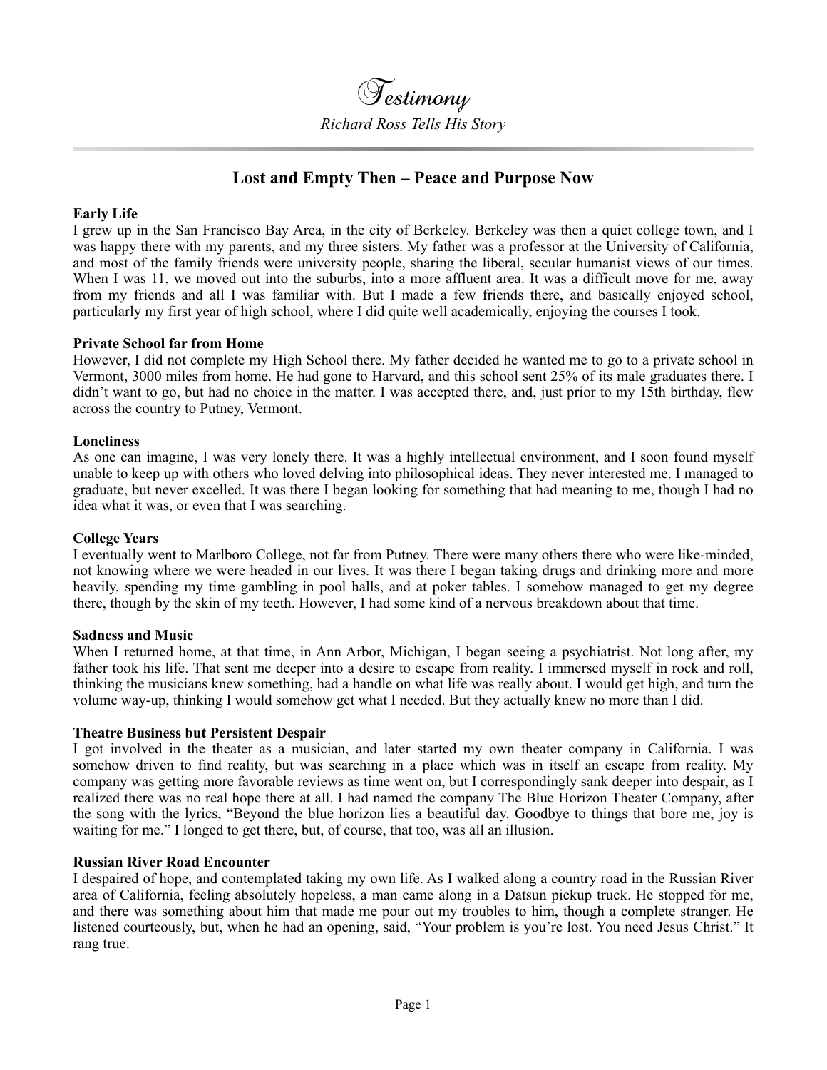# *Testimony*

*Richard Ross Tells His Story*

## Lost and Empty Then – Peace and Purpose Now

**Early Life**

I grew up in the San Francisco Bay Area, in the city of Berkeley. Berkeley was then a quiet college town, and I was happy there with my parents, and my three sisters. My father was a professor at the University of California, and most of the family friends were university people, sharing the liberal, secular humanist views of our times. When I was 11, we moved out into the suburbs, into a more affluent area. It was a difficult move for me, away from my friends and all I was familiar with. But I made a few friends there, and basically enjoyed school, particularly my first year of high school, where I did quite well academically, enjoying the courses I took.

**Private School far from Home**

However, I did not complete my High School there. My father decided he wanted me to go to a private school in Vermont, 3000 miles from home. He had gone to Harvard, and this school sent 25% of its male graduates there. I didn't want to go, but had no choice in the matter. I was accepted there, and, just prior to my 15th birthday, flew across the country to Putney, Vermont.

**Loneliness**

As one can imagine, I was very lonely there. It was a highly intellectual environment, and I soon found myself unable to keep up with others who loved delving into philosophical ideas. They never interested me. I managed to graduate, but never excelled. It was there I began looking for something that had meaning to me, though I had no idea what it was, or even that I was searching.

**College Years**

I eventually went to Marlboro College, not far from Putney. There were many others there who were like-minded, not knowing where we were headed in our lives. It was there I began taking drugs and drinking more and more heavily, spending my time gambling in pool halls, and at poker tables. I somehow managed to get my degree there, though by the skin of my teeth. However, I had some kind of a nervous breakdown about that time.

**Sadness and Music**

When I returned home, at that time, in Ann Arbor, Michigan, I began seeing a psychiatrist. Not long after, my father took his life. That sent me deeper into a desire to escape from reality. I immersed myself in rock and roll, thinking the musicians knew something, had a handle on what life was really about. I would get high, and turn the volume way-up, thinking I would somehow get what I needed. But they actually knew no more than I did.

**Theatre Business but Persistent Despair**

I got involved in the theater as a musician, and later started my own theater company in California. I was somehow driven to find reality, but was searching in a place which was in itself an escape from reality. My company was getting more favorable reviews as time went on, but I correspondingly sank deeper into despair, as I realized there was no real hope there at all. I had named the company The Blue Horizon Theater Company, after the song with the lyrics, "Beyond the blue horizon lies a beautiful day. Goodbye to things that bore me, joy is waiting for me." I longed to get there, but, of course, that too, was all an illusion.

**Russian River Road Encounter**

I despaired of hope, and contemplated taking my own life. As I walked along a country road in the Russian River area of California, feeling absolutely hopeless, a man came along in a Datsun pickup truck. He stopped for me, and there was something about him that made me pour out my troubles to him, though a complete stranger. He listened courteously, but, when he had an opening, said, "Your problem is you're lost. You need Jesus Christ." It rang true.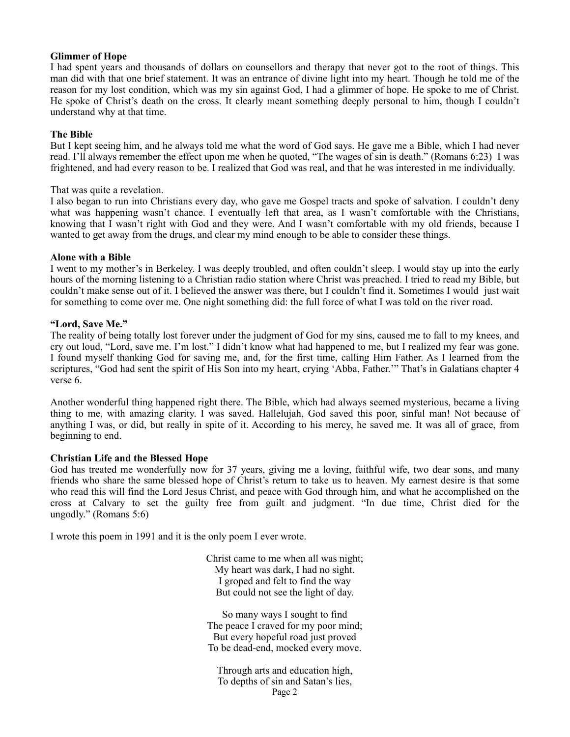**Glimmer of Hope**

I had spent years and thousands of dollars on counsellors and therapy that never got to the root of things. This man did with that one brief statement. It was an entrance of divine light into my heart. Though he told me of the reason for my lost condition, which was my sin against God, I had a glimmer of hope. He spoke to me of Christ. He spoke of Christ's death on the cross. It clearly meant something deeply personal to him, though I couldn't understand why at that time.

**The Bible**

But I kept seeing him, and he always told me what the word of God says. He gave me a Bible, which I had never read. I'll always remember the effect upon me when he quoted, "The wages of sin is death." (Romans 6:23) I was frightened, and had every reason to be. I realized that God was real, and that he was interested in me individually.

That was quite a revelation.

I also began to run into Christians every day, who gave me Gospel tracts and spoke of salvation. I couldn't deny what was happening wasn't chance. I eventually left that area, as I wasn't comfortable with the Christians, knowing that I wasn't right with God and they were. And I wasn't comfortable with my old friends, because I wanted to get away from the drugs, and clear my mind enough to be able to consider these things.

**Alone with a Bible**

I went to my mother's in Berkeley. I was deeply troubled, and often couldn't sleep. I would stay up into the early hours of the morning listening to a Christian radio station where Christ was preached. I tried to read my Bible, but couldn't make sense out of it. I believed the answer was there, but I couldn't find it. Sometimes I would just wait for something to come over me. One night something did: the full force of what I was told on the river road.

**"Lord, Save Me."**

The reality of being totally lost forever under the judgment of God for my sins, caused me to fall to my knees, and cry out loud, "Lord, save me. I'm lost." I didn't know what had happened to me, but I realized my fear was gone. I found myself thanking God for saving me, and, for the first time, calling Him Father. As I learned from the scriptures, "God had sent the spirit of His Son into my heart, crying 'Abba, Father.'" That's in Galatians chapter 4 verse 6.

Another wonderful thing happened right there. The Bible, which had always seemed mysterious, became a living thing to me, with amazing clarity. I was saved. Hallelujah, God saved this poor, sinful man! Not because of anything I was, or did, but really in spite of it. According to his mercy, he saved me. It was all of grace, from beginning to end.

**Christian Life and the Blessed Hope**

God has treated me wonderfully now for 37 years, giving me a loving, faithful wife, two dear sons, and many friends who share the same blessed hope of Christ's return to take us to heaven. My earnest desire is that some who read this will find the Lord Jesus Christ, and peace with God through him, and what he accomplished on the cross at Calvary to set the guilty free from guilt and judgment. "In due time, Christ died for the ungodly." (Romans 5:6)

I wrote this poem in 1991 and it is the only poem I ever wrote.

Christ came to me when all was night;
My heart was dark, I had no sight.
I groped and felt to find the way
But could not see the light of day.

So many ways I sought to find
The peace I craved for my poor mind;
But every hopeful road just proved
To be dead-end, mocked every move.

Through arts and education high,
To depths of sin and Satan's lies,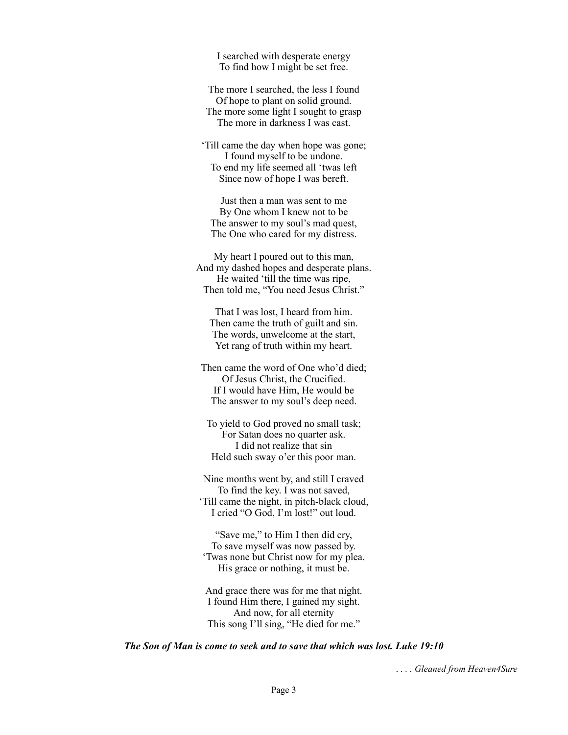I searched with desperate energy
To find how I might be set free.

The more I searched, the less I found
Of hope to plant on solid ground.
The more some light I sought to grasp
The more in darkness I was cast.

'Till came the day when hope was gone;
I found myself to be undone.
To end my life seemed all 'twas left
Since now of hope I was bereft.

Just then a man was sent to me
By One whom I knew not to be
The answer to my soul's mad quest,
The One who cared for my distress.

My heart I poured out to this man,
And my dashed hopes and desperate plans.
He waited 'till the time was ripe,
Then told me, "You need Jesus Christ."

That I was lost, I heard from him.
Then came the truth of guilt and sin.
The words, unwelcome at the start,
Yet rang of truth within my heart.

Then came the word of One who'd died;
Of Jesus Christ, the Crucified.
If I would have Him, He would be
The answer to my soul's deep need.

To yield to God proved no small task;
For Satan does no quarter ask.
I did not realize that sin
Held such sway o'er this poor man.

Nine months went by, and still I craved
To find the key. I was not saved,
'Till came the night, in pitch-black cloud,
I cried "O God, I'm lost!" out loud.

"Save me," to Him I then did cry,
To save myself was now passed by.
'Twas none but Christ now for my plea.
His grace or nothing, it must be.

And grace there was for me that night.
I found Him there, I gained my sight.
And now, for all eternity
This song I'll sing, "He died for me."

***The Son of Man is come to seek and to save that which was lost. Luke 19:10***

*. . . . Gleaned from Heaven4Sure*